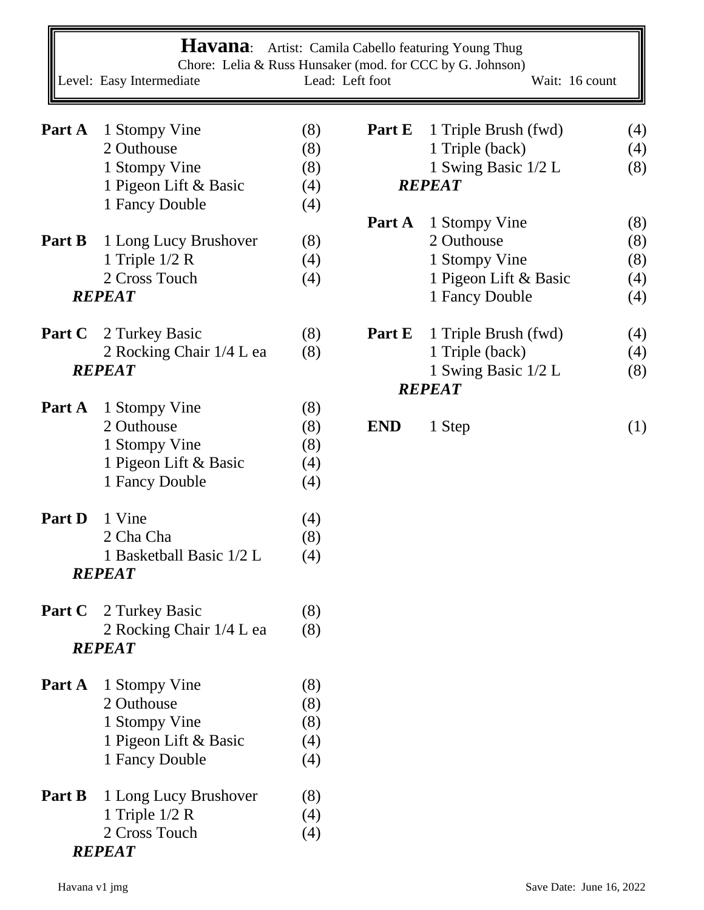# Havana: Artist: Camila Cabello featuring Young Thug

Chore: Lelia & Russ Hunsaker (mod. for CCC by G. Johnson)

Level: Easy Intermediate | Lead: Left foot | Wait: 16 count

**Part A**
- 1 Stompy Vine (8)
- 2 Outhouse (8)
- 1 Stompy Vine (8)
- 1 Pigeon Lift & Basic (4)
- 1 Fancy Double (4)

**Part B**
- 1 Long Lucy Brushover (8)
- 1 Triple 1/2 R (4)
- 2 Cross Touch (4)

***REPEAT***

**Part C**
- 2 Turkey Basic (8)
- 2 Rocking Chair 1/4 L ea (8)

***REPEAT***

**Part A**
- 1 Stompy Vine (8)
- 2 Outhouse (8)
- 1 Stompy Vine (8)
- 1 Pigeon Lift & Basic (4)
- 1 Fancy Double (4)

**Part D**
- 1 Vine (4)
- 2 Cha Cha (8)
- 1 Basketball Basic 1/2 L (4)

***REPEAT***

**Part C**
- 2 Turkey Basic (8)
- 2 Rocking Chair 1/4 L ea (8)

***REPEAT***

**Part A**
- 1 Stompy Vine (8)
- 2 Outhouse (8)
- 1 Stompy Vine (8)
- 1 Pigeon Lift & Basic (4)
- 1 Fancy Double (4)

**Part B**
- 1 Long Lucy Brushover (8)
- 1 Triple 1/2 R (4)
- 2 Cross Touch (4)

***REPEAT***

**Part E**
- 1 Triple Brush (fwd) (4)
- 1 Triple (back) (4)
- 1 Swing Basic 1/2 L (8)

***REPEAT***

**Part A**
- 1 Stompy Vine (8)
- 2 Outhouse (8)
- 1 Stompy Vine (8)
- 1 Pigeon Lift & Basic (4)
- 1 Fancy Double (4)

**Part E**
- 1 Triple Brush (fwd) (4)
- 1 Triple (back) (4)
- 1 Swing Basic 1/2 L (8)

***REPEAT***

**END**
- 1 Step (1)

Havana v1 jmg

Save Date: June 16, 2022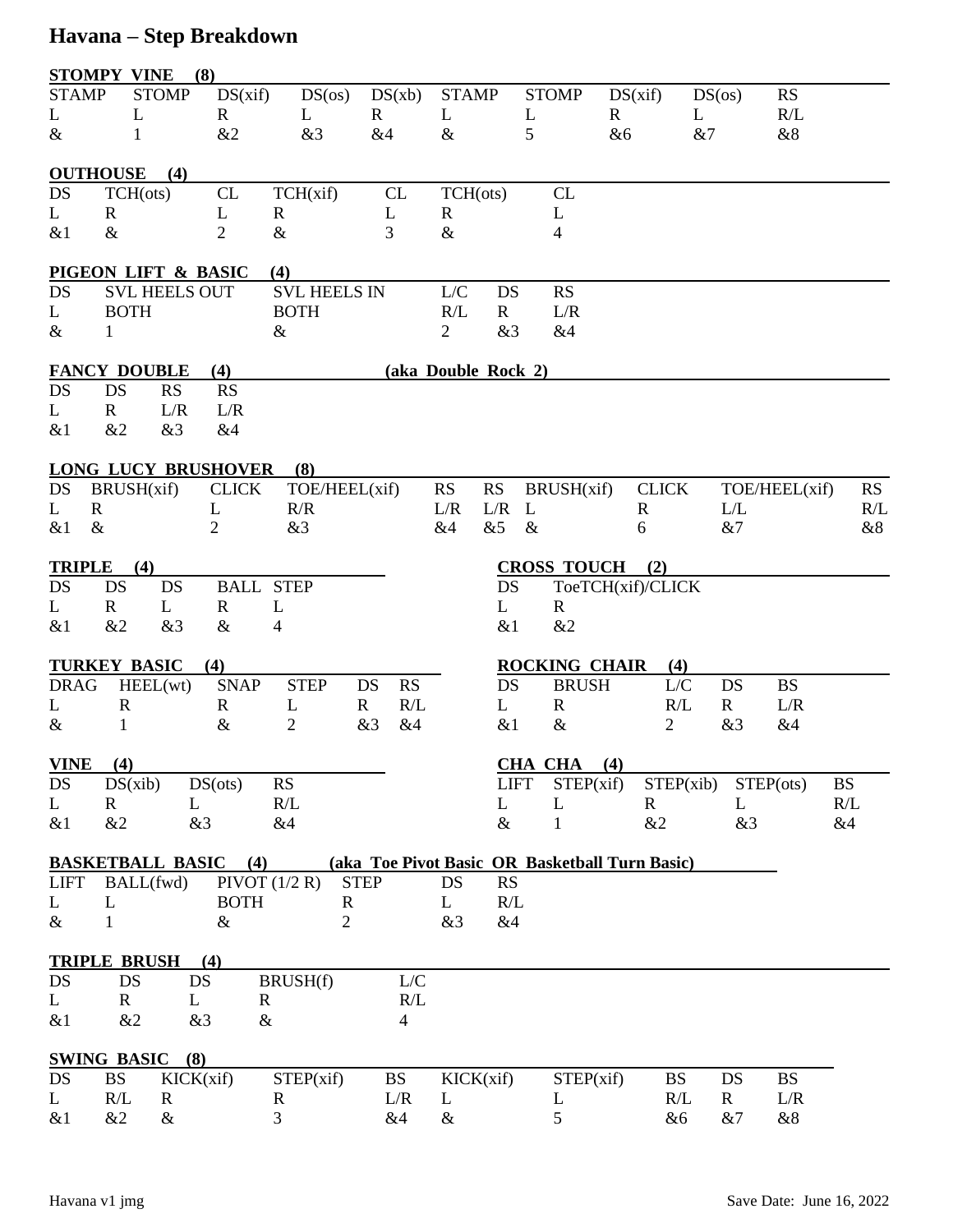# Havana – Step Breakdown

**STOMPY VINE (8)**

| | | | | | | | | | | |
|---|---|---|---|---|---|---|---|---|---|---|
| STAMP | STOMP | DS(xif) | DS(os) | DS(xb) | STAMP | STOMP | DS(xif) | DS(os) | RS |
| L | L | R | L | R | L | L | R | L | R/L |
| & | 1 | &2 | &3 | &4 | & | 5 | &6 | &7 | &8 |

**OUTHOUSE (4)**

| | | | | | | |
|---|---|---|---|---|---|---|
| DS | TCH(ots) | CL | TCH(xif) | CL | TCH(ots) | CL |
| L | R | L | R | L | R | L |
| &1 | & | 2 | & | 3 | & | 4 |

**PIGEON LIFT & BASIC (4)**

| | | | | | |
|---|---|---|---|---|---|
| DS | SVL HEELS OUT | SVL HEELS IN | L/C | DS | RS |
| L | BOTH | BOTH | R/L | R | L/R |
| & | 1 | & | 2 | &3 | &4 |

**FANCY DOUBLE (4)** **(aka Double Rock 2)**

| | | | |
|---|---|---|---|
| DS | DS | RS | RS |
| L | R | L/R | L/R |
| &1 | &2 | &3 | &4 |

**LONG LUCY BRUSHOVER (8)**

| | | | | | | | | | | |
|---|---|---|---|---|---|---|---|---|---|---|
| DS | BRUSH(xif) | CLICK | TOE/HEEL(xif) | RS | RS | BRUSH(xif) | CLICK | TOE/HEEL(xif) | RS |
| L | R | L | R/R | L/R | L/R | L | R | L/L | R/L |
| &1 | & | 2 | &3 | &4 | &5 | & | 6 | &7 | &8 |

**TRIPLE (4)**

| | | | | |
|---|---|---|---|---|
| DS | DS | DS | BALL | STEP |
| L | R | L | R | L |
| &1 | &2 | &3 | & | 4 |

**CROSS TOUCH (2)**

| | |
|---|---|
| DS | ToeTCH(xif)/CLICK |
| L | R |
| &1 | &2 |

**TURKEY BASIC (4)**

| | | | | | |
|---|---|---|---|---|---|
| DRAG | HEEL(wt) | SNAP | STEP | DS | RS |
| L | R | R | L | R | R/L |
| & | 1 | & | 2 | &3 | &4 |

**ROCKING CHAIR (4)**

| | | | | |
|---|---|---|---|---|
| DS | BRUSH | L/C | DS | BS |
| L | R | R/L | R | L/R |
| &1 | & | 2 | &3 | &4 |

**VINE (4)**

| | | | |
|---|---|---|---|
| DS | DS(xib) | DS(ots) | RS |
| L | R | L | R/L |
| &1 | &2 | &3 | &4 |

**CHA CHA (4)**

| | | | | |
|---|---|---|---|---|
| LIFT | STEP(xif) | STEP(xib) | STEP(ots) | BS |
| L | L | R | L | R/L |
| & | 1 | &2 | &3 | &4 |

**BASKETBALL BASIC (4)** **(aka Toe Pivot Basic OR Basketball Turn Basic)**

| | | | | | |
|---|---|---|---|---|---|
| LIFT | BALL(fwd) | PIVOT (1/2 R) | STEP | DS | RS |
| L | L | BOTH | R | L | R/L |
| & | 1 | & | 2 | &3 | &4 |

**TRIPLE BRUSH (4)**

| | | | | |
|---|---|---|---|---|
| DS | DS | DS | BRUSH(f) | L/C |
| L | R | L | R | R/L |
| &1 | &2 | &3 | & | 4 |

**SWING BASIC (8)**

| | | | | | | | | | |
|---|---|---|---|---|---|---|---|---|---|
| DS | BS | KICK(xif) | STEP(xif) | BS | KICK(xif) | STEP(xif) | BS | DS | BS |
| L | R/L | R | R | L/R | L | L | R/L | R | L/R |
| &1 | &2 | & | 3 | &4 | & | 5 | &6 | &7 | &8 |

Havana v1 jmg    Save Date: June 16, 2022